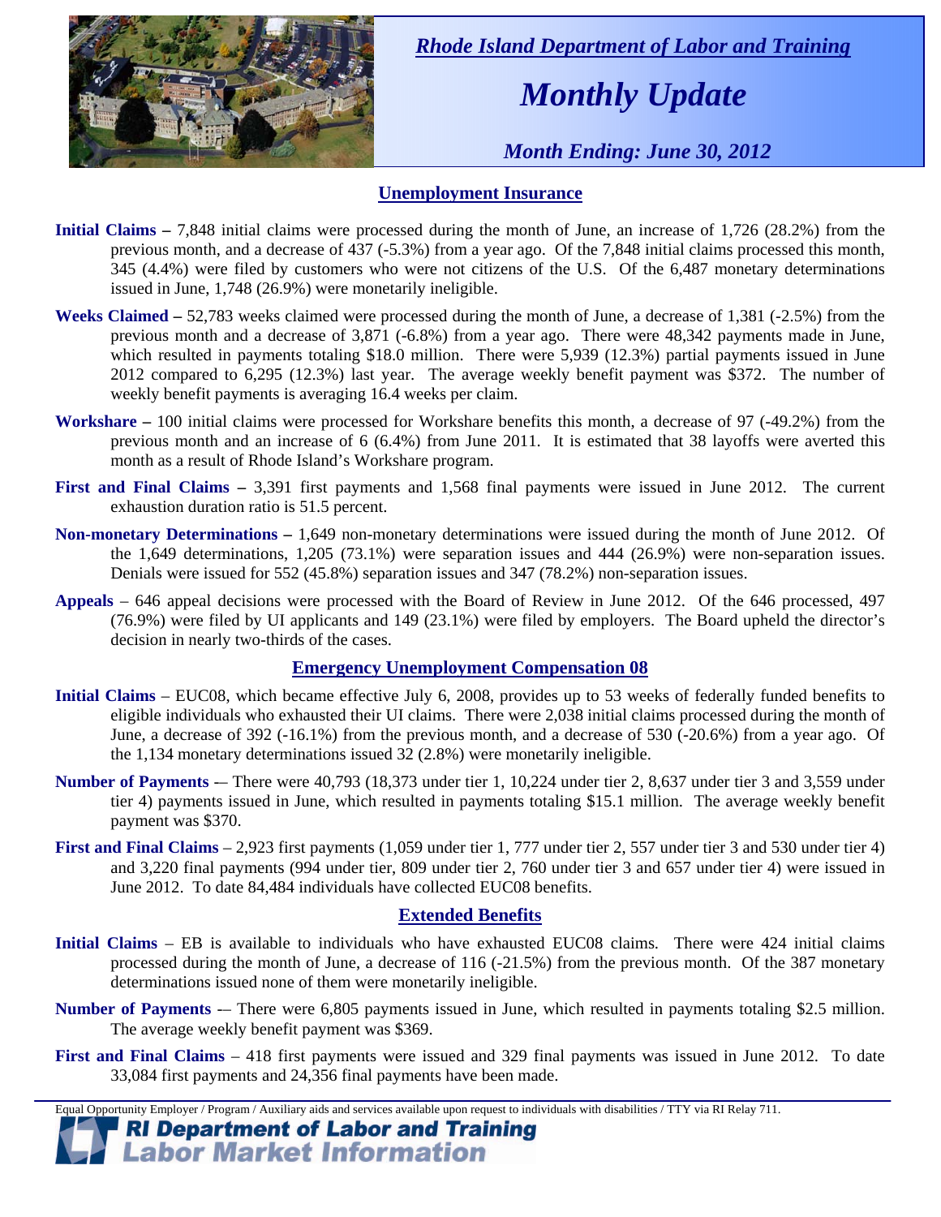*Rhode Island Department of Labor and Training*

# *Monthly Update*

*Month Ending: June 30, 2012*

## Unemployment Insurance

**Initial Claims –** 7,848 initial claims were processed during the month of June, an increase of 1,726 (28.2%) from the previous month, and a decrease of 437 (-5.3%) from a year ago. Of the 7,848 initial claims processed this month, 345 (4.4%) were filed by customers who were not citizens of the U.S. Of the 6,487 monetary determinations issued in June, 1,748 (26.9%) were monetarily ineligible.

**Weeks Claimed –** 52,783 weeks claimed were processed during the month of June, a decrease of 1,381 (-2.5%) from the previous month and a decrease of 3,871 (-6.8%) from a year ago. There were 48,342 payments made in June, which resulted in payments totaling $18.0 million. There were 5,939 (12.3%) partial payments issued in June 2012 compared to 6,295 (12.3%) last year. The average weekly benefit payment was $372. The number of weekly benefit payments is averaging 16.4 weeks per claim.

**Workshare –** 100 initial claims were processed for Workshare benefits this month, a decrease of 97 (-49.2%) from the previous month and an increase of 6 (6.4%) from June 2011. It is estimated that 38 layoffs were averted this month as a result of Rhode Island's Workshare program.

**First and Final Claims –** 3,391 first payments and 1,568 final payments were issued in June 2012. The current exhaustion duration ratio is 51.5 percent.

**Non-monetary Determinations –** 1,649 non-monetary determinations were issued during the month of June 2012. Of the 1,649 determinations, 1,205 (73.1%) were separation issues and 444 (26.9%) were non-separation issues. Denials were issued for 552 (45.8%) separation issues and 347 (78.2%) non-separation issues.

**Appeals** – 646 appeal decisions were processed with the Board of Review in June 2012. Of the 646 processed, 497 (76.9%) were filed by UI applicants and 149 (23.1%) were filed by employers. The Board upheld the director's decision in nearly two-thirds of the cases.

## Emergency Unemployment Compensation 08

**Initial Claims** – EUC08, which became effective July 6, 2008, provides up to 53 weeks of federally funded benefits to eligible individuals who exhausted their UI claims. There were 2,038 initial claims processed during the month of June, a decrease of 392 (-16.1%) from the previous month, and a decrease of 530 (-20.6%) from a year ago. Of the 1,134 monetary determinations issued 32 (2.8%) were monetarily ineligible.

**Number of Payments** -– There were 40,793 (18,373 under tier 1, 10,224 under tier 2, 8,637 under tier 3 and 3,559 under tier 4) payments issued in June, which resulted in payments totaling $15.1 million. The average weekly benefit payment was $370.

**First and Final Claims** – 2,923 first payments (1,059 under tier 1, 777 under tier 2, 557 under tier 3 and 530 under tier 4) and 3,220 final payments (994 under tier, 809 under tier 2, 760 under tier 3 and 657 under tier 4) were issued in June 2012. To date 84,484 individuals have collected EUC08 benefits.

## Extended Benefits

**Initial Claims** – EB is available to individuals who have exhausted EUC08 claims. There were 424 initial claims processed during the month of June, a decrease of 116 (-21.5%) from the previous month. Of the 387 monetary determinations issued none of them were monetarily ineligible.

**Number of Payments** -– There were 6,805 payments issued in June, which resulted in payments totaling $2.5 million. The average weekly benefit payment was $369.

**First and Final Claims** – 418 first payments were issued and 329 final payments was issued in June 2012. To date 33,084 first payments and 24,356 final payments have been made.

Equal Opportunity Employer / Program / Auxiliary aids and services available upon request to individuals with disabilities / TTY via RI Relay 711.

**RI Department of Labor and Training**
**Labor Market Information**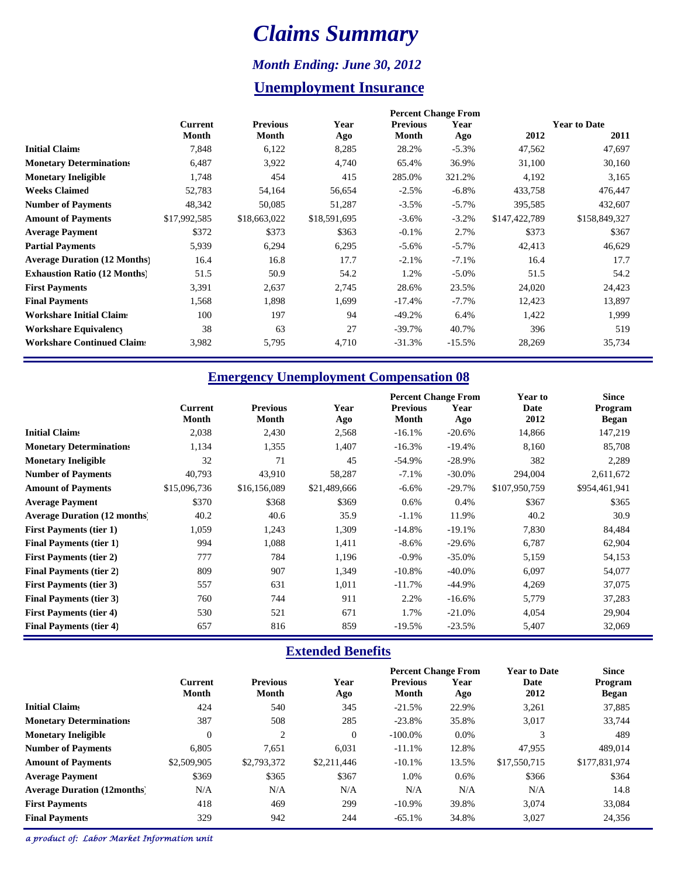# Claims Summary

### *Month Ending: June 30, 2012*

## Unemployment Insurance

| | Current Month | Previous Month | Year Ago | Percent Change From Previous Month | Percent Change From Year Ago | Year to Date 2012 | Year to Date 2011 |
|---|---|---|---|---|---|---|---|
| **Initial Claims** | 7,848 | 6,122 | 8,285 | 28.2% | -5.3% | 47,562 | 47,697 |
| **Monetary Determinations** | 6,487 | 3,922 | 4,740 | 65.4% | 36.9% | 31,100 | 30,160 |
| **Monetary Ineligible** | 1,748 | 454 | 415 | 285.0% | 321.2% | 4,192 | 3,165 |
| **Weeks Claimed** | 52,783 | 54,164 | 56,654 | -2.5% | -6.8% | 433,758 | 476,447 |
| **Number of Payments** | 48,342 | 50,085 | 51,287 | -3.5% | -5.7% | 395,585 | 432,607 |
| **Amount of Payments** | $17,992,585 | $18,663,022 | $18,591,695 | -3.6% | -3.2% | $147,422,789 | $158,849,327 |
| **Average Payment** | $372 | $373 | $363 | -0.1% | 2.7% | $373 | $367 |
| **Partial Payments** | 5,939 | 6,294 | 6,295 | -5.6% | -5.7% | 42,413 | 46,629 |
| **Average Duration (12 Months)** | 16.4 | 16.8 | 17.7 | -2.1% | -7.1% | 16.4 | 17.7 |
| **Exhaustion Ratio (12 Months)** | 51.5 | 50.9 | 54.2 | 1.2% | -5.0% | 51.5 | 54.2 |
| **First Payments** | 3,391 | 2,637 | 2,745 | 28.6% | 23.5% | 24,020 | 24,423 |
| **Final Payments** | 1,568 | 1,898 | 1,699 | -17.4% | -7.7% | 12,423 | 13,897 |
| **Workshare Initial Claims** | 100 | 197 | 94 | -49.2% | 6.4% | 1,422 | 1,999 |
| **Workshare Equivalency** | 38 | 63 | 27 | -39.7% | 40.7% | 396 | 519 |
| **Workshare Continued Claims** | 3,982 | 5,795 | 4,710 | -31.3% | -15.5% | 28,269 | 35,734 |

## Emergency Unemployment Compensation 08

| | Current Month | Previous Month | Year Ago | Percent Change From Previous Month | Percent Change From Year Ago | Year to Date 2012 | Since Program Began |
|---|---|---|---|---|---|---|---|
| **Initial Claims** | 2,038 | 2,430 | 2,568 | -16.1% | -20.6% | 14,866 | 147,219 |
| **Monetary Determinations** | 1,134 | 1,355 | 1,407 | -16.3% | -19.4% | 8,160 | 85,708 |
| **Monetary Ineligible** | 32 | 71 | 45 | -54.9% | -28.9% | 382 | 2,289 |
| **Number of Payments** | 40,793 | 43,910 | 58,287 | -7.1% | -30.0% | 294,004 | 2,611,672 |
| **Amount of Payments** | $15,096,736 | $16,156,089 | $21,489,666 | -6.6% | -29.7% | $107,950,759 | $954,461,941 |
| **Average Payment** | $370 | $368 | $369 | 0.6% | 0.4% | $367 | $365 |
| **Average Duration (12 months)** | 40.2 | 40.6 | 35.9 | -1.1% | 11.9% | 40.2 | 30.9 |
| **First Payments (tier 1)** | 1,059 | 1,243 | 1,309 | -14.8% | -19.1% | 7,830 | 84,484 |
| **Final Payments (tier 1)** | 994 | 1,088 | 1,411 | -8.6% | -29.6% | 6,787 | 62,904 |
| **First Payments (tier 2)** | 777 | 784 | 1,196 | -0.9% | -35.0% | 5,159 | 54,153 |
| **Final Payments (tier 2)** | 809 | 907 | 1,349 | -10.8% | -40.0% | 6,097 | 54,077 |
| **First Payments (tier 3)** | 557 | 631 | 1,011 | -11.7% | -44.9% | 4,269 | 37,075 |
| **Final Payments (tier 3)** | 760 | 744 | 911 | 2.2% | -16.6% | 5,779 | 37,283 |
| **First Payments (tier 4)** | 530 | 521 | 671 | 1.7% | -21.0% | 4,054 | 29,904 |
| **Final Payments (tier 4)** | 657 | 816 | 859 | -19.5% | -23.5% | 5,407 | 32,069 |

## Extended Benefits

| | Current Month | Previous Month | Year Ago | Percent Change From Previous Month | Percent Change From Year Ago | Year to Date 2012 | Since Program Began |
|---|---|---|---|---|---|---|---|
| **Initial Claims** | 424 | 540 | 345 | -21.5% | 22.9% | 3,261 | 37,885 |
| **Monetary Determinations** | 387 | 508 | 285 | -23.8% | 35.8% | 3,017 | 33,744 |
| **Monetary Ineligible** | 0 | 2 | 0 | -100.0% | 0.0% | 3 | 489 |
| **Number of Payments** | 6,805 | 7,651 | 6,031 | -11.1% | 12.8% | 47,955 | 489,014 |
| **Amount of Payments** | $2,509,905 | $2,793,372 | $2,211,446 | -10.1% | 13.5% | $17,550,715 | $177,831,974 |
| **Average Payment** | $369 | $365 | $367 | 1.0% | 0.6% | $366 | $364 |
| **Average Duration (12months)** | N/A | N/A | N/A | N/A | N/A | N/A | 14.8 |
| **First Payments** | 418 | 469 | 299 | -10.9% | 39.8% | 3,074 | 33,084 |
| **Final Payments** | 329 | 942 | 244 | -65.1% | 34.8% | 3,027 | 24,356 |

*a product of: Labor Market Information unit*